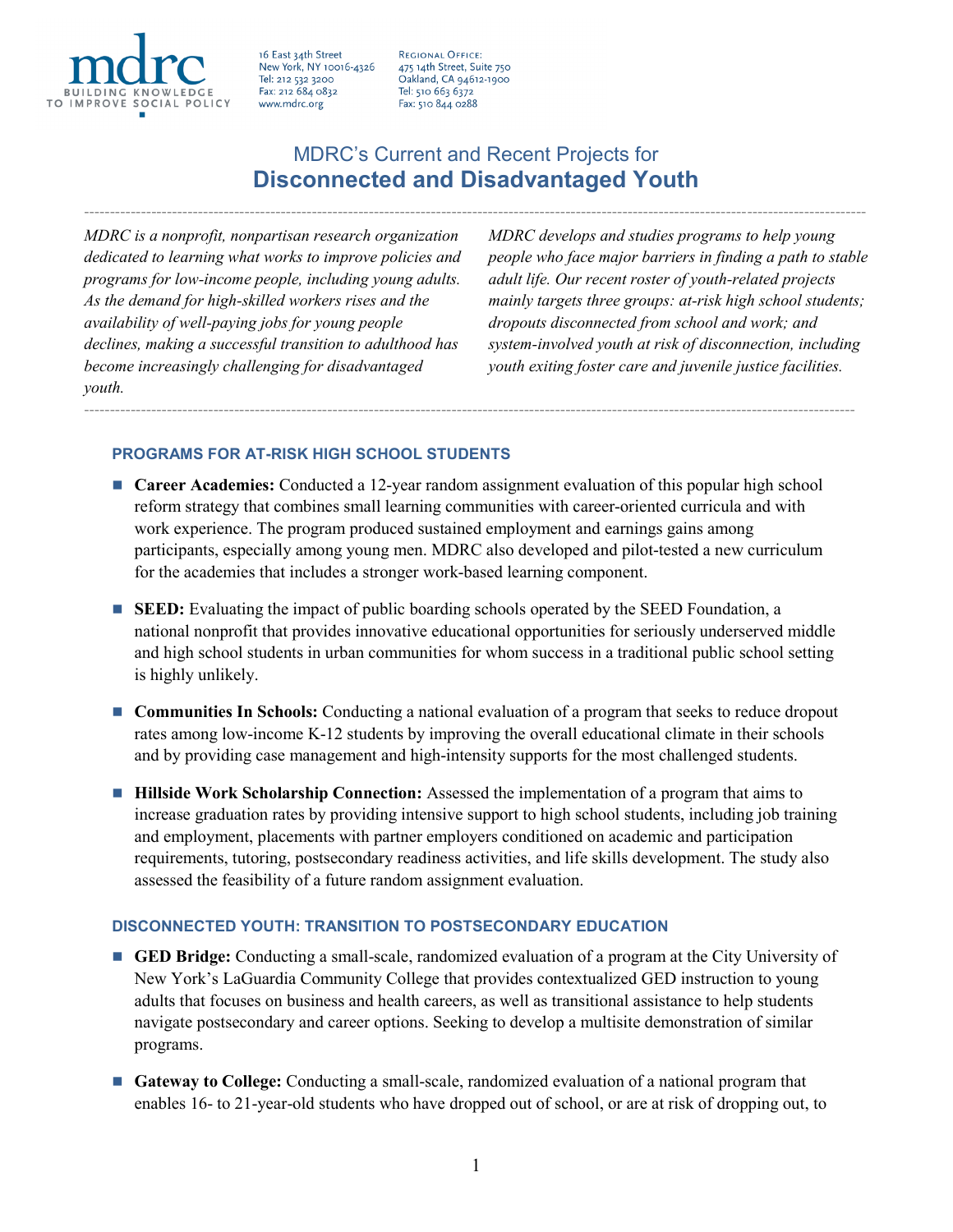mdrc
BUILDING KNOWLEDGE TO IMPROVE SOCIAL POLICY

16 East 34th Street
New York, NY 10016-4326
Tel: 212 532 3200
Fax: 212 684 0832
www.mdrc.org

Regional Office:
475 14th Street, Suite 750
Oakland, CA 94612-1900
Tel: 510 663 6372
Fax: 510 844 0288

# MDRC's Current and Recent Projects for Disconnected and Disadvantaged Youth

*MDRC is a nonprofit, nonpartisan research organization dedicated to learning what works to improve policies and programs for low-income people, including young adults. As the demand for high-skilled workers rises and the availability of well-paying jobs for young people declines, making a successful transition to adulthood has become increasingly challenging for disadvantaged youth.*

*MDRC develops and studies programs to help young people who face major barriers in finding a path to stable adult life. Our recent roster of youth-related projects mainly targets three groups: at-risk high school students; dropouts disconnected from school and work; and system-involved youth at risk of disconnection, including youth exiting foster care and juvenile justice facilities.*

## PROGRAMS FOR AT-RISK HIGH SCHOOL STUDENTS

- **Career Academies:** Conducted a 12-year random assignment evaluation of this popular high school reform strategy that combines small learning communities with career-oriented curricula and with work experience. The program produced sustained employment and earnings gains among participants, especially among young men. MDRC also developed and pilot-tested a new curriculum for the academies that includes a stronger work-based learning component.

- **SEED:** Evaluating the impact of public boarding schools operated by the SEED Foundation, a national nonprofit that provides innovative educational opportunities for seriously underserved middle and high school students in urban communities for whom success in a traditional public school setting is highly unlikely.

- **Communities In Schools:** Conducting a national evaluation of a program that seeks to reduce dropout rates among low-income K-12 students by improving the overall educational climate in their schools and by providing case management and high-intensity supports for the most challenged students.

- **Hillside Work Scholarship Connection:** Assessed the implementation of a program that aims to increase graduation rates by providing intensive support to high school students, including job training and employment, placements with partner employers conditioned on academic and participation requirements, tutoring, postsecondary readiness activities, and life skills development. The study also assessed the feasibility of a future random assignment evaluation.

## DISCONNECTED YOUTH: TRANSITION TO POSTSECONDARY EDUCATION

- **GED Bridge:** Conducting a small-scale, randomized evaluation of a program at the City University of New York's LaGuardia Community College that provides contextualized GED instruction to young adults that focuses on business and health careers, as well as transitional assistance to help students navigate postsecondary and career options. Seeking to develop a multisite demonstration of similar programs.

- **Gateway to College:** Conducting a small-scale, randomized evaluation of a national program that enables 16- to 21-year-old students who have dropped out of school, or are at risk of dropping out, to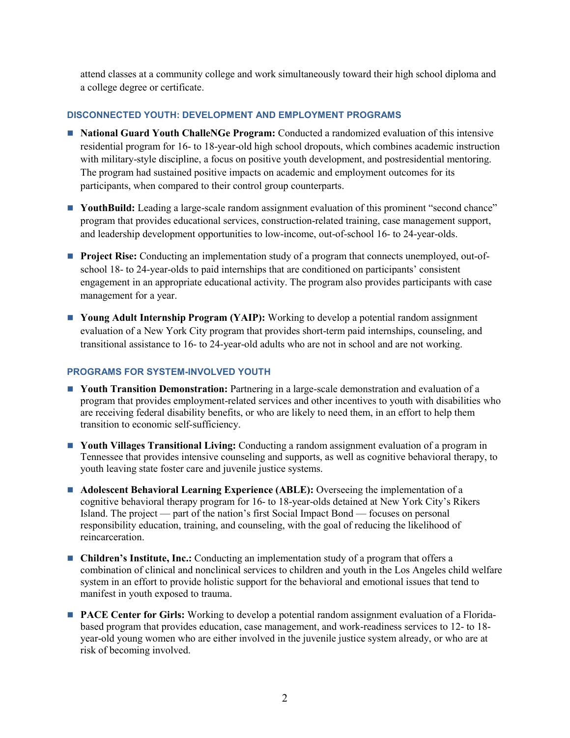attend classes at a community college and work simultaneously toward their high school diploma and a college degree or certificate.

### DISCONNECTED YOUTH: DEVELOPMENT AND EMPLOYMENT PROGRAMS

- **National Guard Youth ChalleNGe Program:** Conducted a randomized evaluation of this intensive residential program for 16- to 18-year-old high school dropouts, which combines academic instruction with military-style discipline, a focus on positive youth development, and postresidential mentoring. The program had sustained positive impacts on academic and employment outcomes for its participants, when compared to their control group counterparts.

- **YouthBuild:** Leading a large-scale random assignment evaluation of this prominent "second chance" program that provides educational services, construction-related training, case management support, and leadership development opportunities to low-income, out-of-school 16- to 24-year-olds.

- **Project Rise:** Conducting an implementation study of a program that connects unemployed, out-of-school 18- to 24-year-olds to paid internships that are conditioned on participants' consistent engagement in an appropriate educational activity. The program also provides participants with case management for a year.

- **Young Adult Internship Program (YAIP):** Working to develop a potential random assignment evaluation of a New York City program that provides short-term paid internships, counseling, and transitional assistance to 16- to 24-year-old adults who are not in school and are not working.

### PROGRAMS FOR SYSTEM-INVOLVED YOUTH

- **Youth Transition Demonstration:** Partnering in a large-scale demonstration and evaluation of a program that provides employment-related services and other incentives to youth with disabilities who are receiving federal disability benefits, or who are likely to need them, in an effort to help them transition to economic self-sufficiency.

- **Youth Villages Transitional Living:** Conducting a random assignment evaluation of a program in Tennessee that provides intensive counseling and supports, as well as cognitive behavioral therapy, to youth leaving state foster care and juvenile justice systems.

- **Adolescent Behavioral Learning Experience (ABLE):** Overseeing the implementation of a cognitive behavioral therapy program for 16- to 18-year-olds detained at New York City's Rikers Island. The project — part of the nation's first Social Impact Bond — focuses on personal responsibility education, training, and counseling, with the goal of reducing the likelihood of reincarceration.

- **Children's Institute, Inc.:** Conducting an implementation study of a program that offers a combination of clinical and nonclinical services to children and youth in the Los Angeles child welfare system in an effort to provide holistic support for the behavioral and emotional issues that tend to manifest in youth exposed to trauma.

- **PACE Center for Girls:** Working to develop a potential random assignment evaluation of a Florida-based program that provides education, case management, and work-readiness services to 12- to 18-year-old young women who are either involved in the juvenile justice system already, or who are at risk of becoming involved.